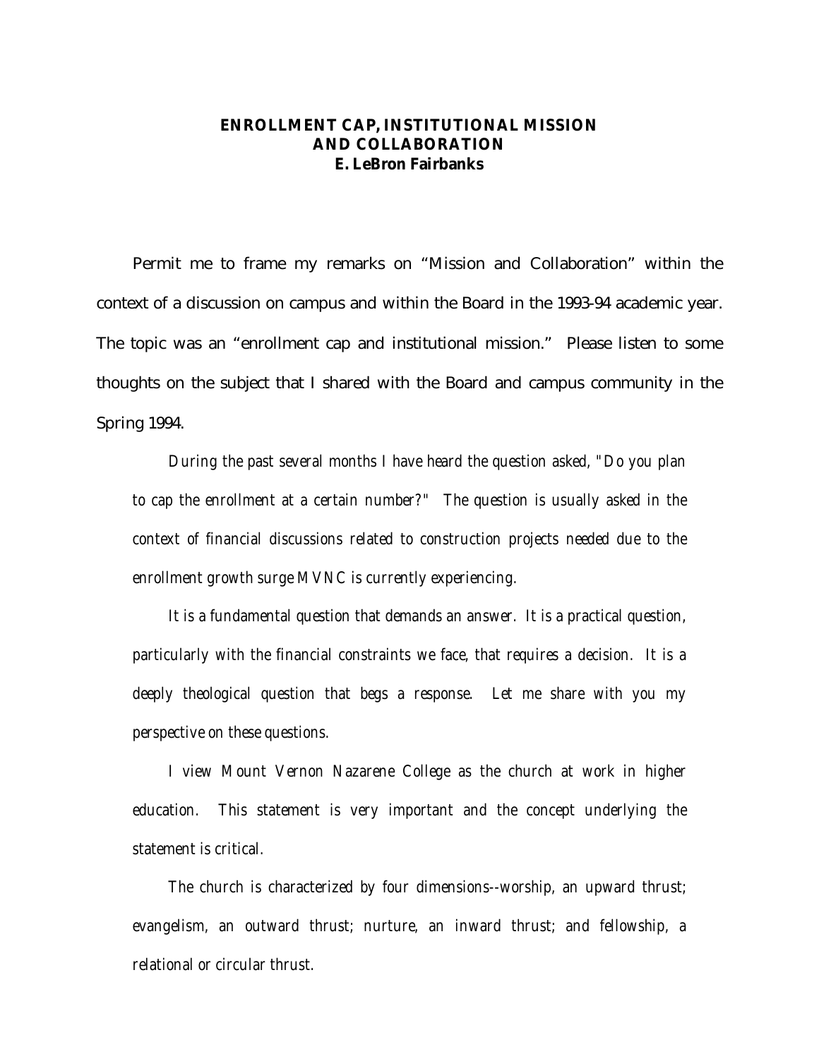# ENROLLMENT CAP, INSTITUTIONAL MISSION AND COLLABORATION

**E. LeBron Fairbanks**

Permit me to frame my remarks on "Mission and Collaboration" within the context of a discussion on campus and within the Board in the 1993-94 academic year. The topic was an "enrollment cap and institutional mission." Please listen to some thoughts on the subject that I shared with the Board and campus community in the Spring 1994.

> *During the past several months I have heard the question asked, "Do you plan to cap the enrollment at a certain number?" The question is usually asked in the context of financial discussions related to construction projects needed due to the enrollment growth surge MVNC is currently experiencing.*
>
> *It is a fundamental question that demands an answer. It is a practical question, particularly with the financial constraints we face, that requires a decision. It is a deeply theological question that begs a response. Let me share with you my perspective on these questions.*
>
> *I view Mount Vernon Nazarene College as the church at work in higher education. This statement is very important and the concept underlying the statement is critical.*
>
> *The church is characterized by four dimensions--worship, an upward thrust; evangelism, an outward thrust; nurture, an inward thrust; and fellowship, a relational or circular thrust.*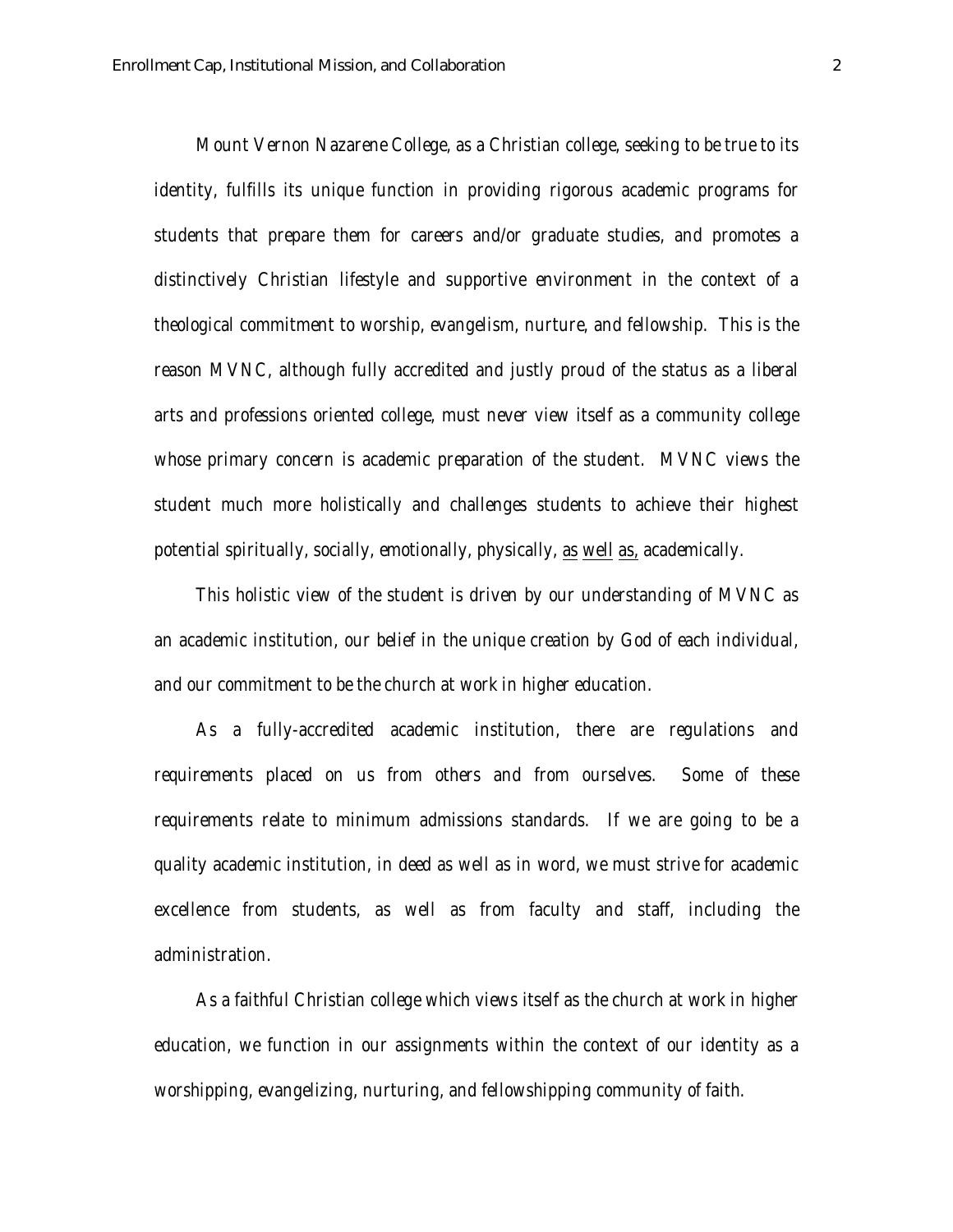Mount Vernon Nazarene College, as a Christian college, seeking to be true to its identity, fulfills its unique function in providing rigorous academic programs for students that prepare them for careers and/or graduate studies, and promotes a distinctively Christian lifestyle and supportive environment in the context of a theological commitment to worship, evangelism, nurture, and fellowship. This is the reason MVNC, although fully accredited and justly proud of the status as a liberal arts and professions oriented college, must never view itself as a community college whose primary concern is academic preparation of the student. MVNC views the student much more holistically and challenges students to achieve their highest potential spiritually, socially, emotionally, physically, <u>as well as,</u> academically.

This holistic view of the student is driven by our understanding of MVNC as an academic institution, our belief in the unique creation by God of each individual, and our commitment to be the church at work in higher education.

As a fully-accredited academic institution, there are regulations and requirements placed on us from others and from ourselves. Some of these requirements relate to minimum admissions standards. If we are going to be a quality academic institution, in deed as well as in word, we must strive for academic excellence from students, as well as from faculty and staff, including the administration.

As a faithful Christian college which views itself as the church at work in higher education, we function in our assignments within the context of our identity as a worshipping, evangelizing, nurturing, and fellowshipping community of faith.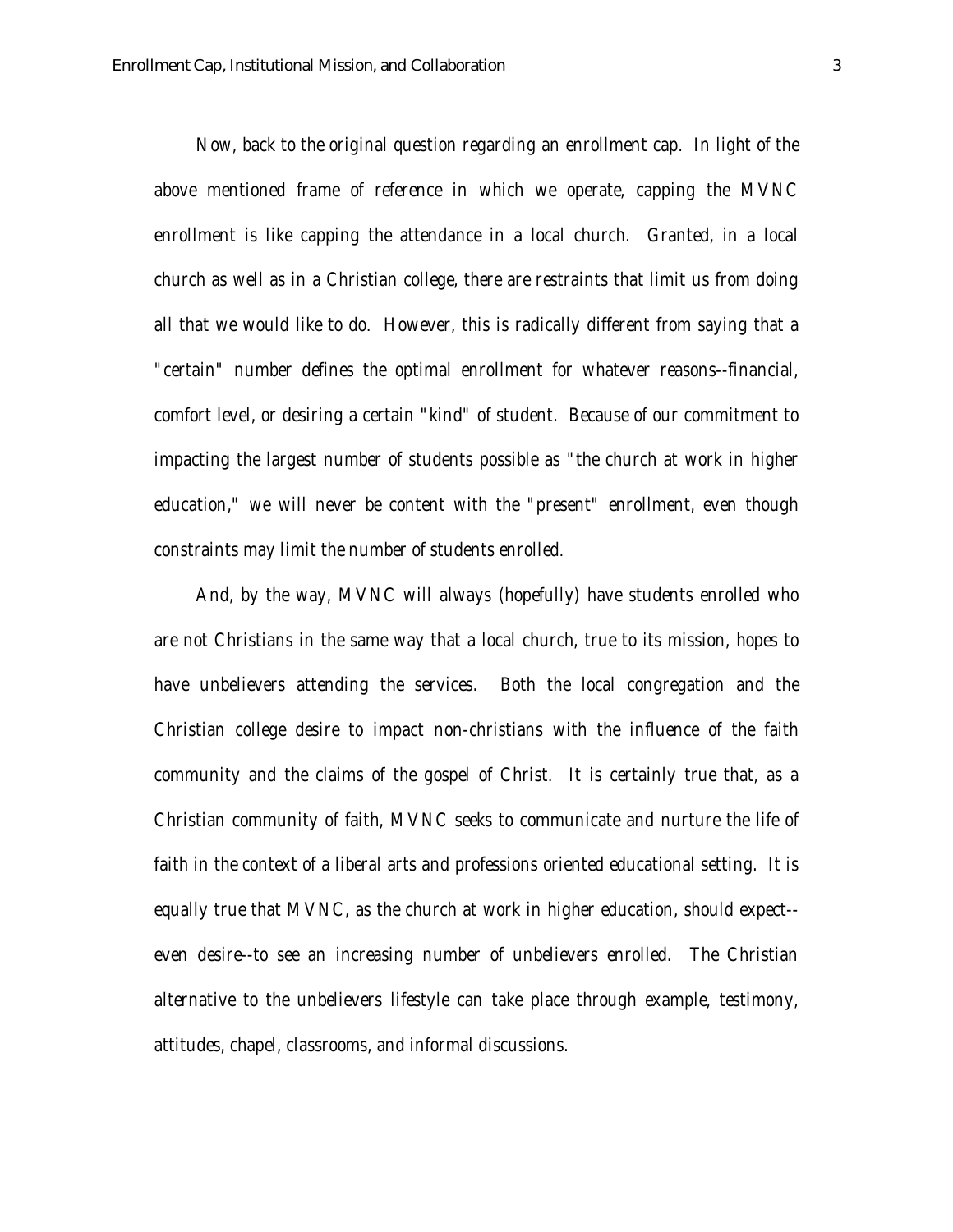Now, back to the original question regarding an enrollment cap. In light of the above mentioned frame of reference in which we operate, capping the MVNC enrollment is like capping the attendance in a local church. Granted, in a local church as well as in a Christian college, there are restraints that limit us from doing all that we would like to do. However, this is radically different from saying that a "certain" number defines the optimal enrollment for whatever reasons--financial, comfort level, or desiring a certain "kind" of student. Because of our commitment to impacting the largest number of students possible as "the church at work in higher education," we will never be content with the "present" enrollment, even though constraints may limit the number of students enrolled.

And, by the way, MVNC will always (hopefully) have students enrolled who are not Christians in the same way that a local church, true to its mission, hopes to have unbelievers attending the services. Both the local congregation and the Christian college desire to impact non-christians with the influence of the faith community and the claims of the gospel of Christ. It is certainly true that, as a Christian community of faith, MVNC seeks to communicate and nurture the life of faith in the context of a liberal arts and professions oriented educational setting. It is equally true that MVNC, as the church at work in higher education, should expect--even desire--to see an increasing number of unbelievers enrolled. The Christian alternative to the unbelievers lifestyle can take place through example, testimony, attitudes, chapel, classrooms, and informal discussions.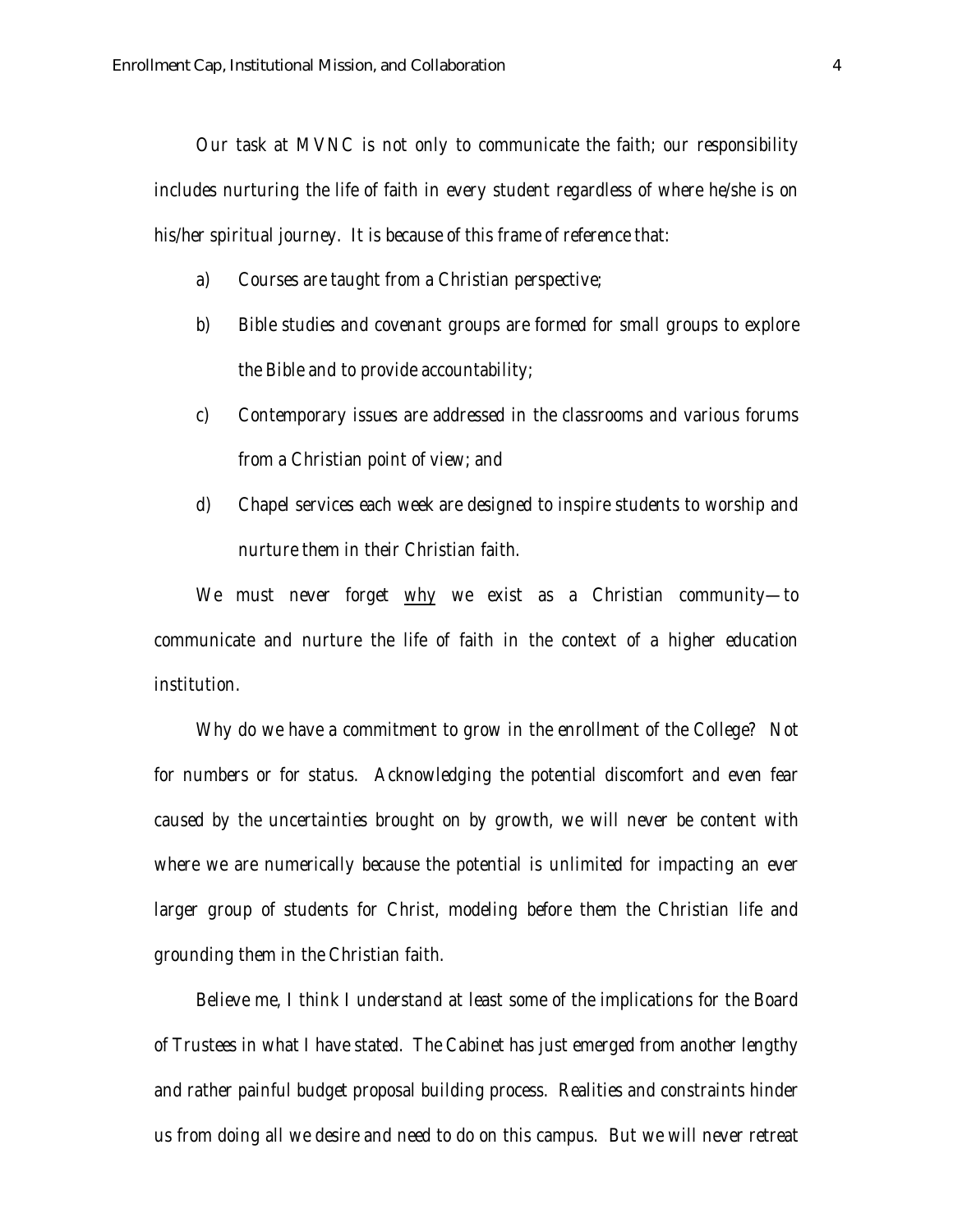Our task at MVNC is not only to communicate the faith; our responsibility includes nurturing the life of faith in every student regardless of where he/she is on his/her spiritual journey. It is because of this frame of reference that:

a) Courses are taught from a Christian perspective;

b) Bible studies and covenant groups are formed for small groups to explore the Bible and to provide accountability;

c) Contemporary issues are addressed in the classrooms and various forums from a Christian point of view; and

d) Chapel services each week are designed to inspire students to worship and nurture them in their Christian faith.

We must never forget <u>why</u> we exist as a Christian community—to communicate and nurture the life of faith in the context of a higher education institution.

Why do we have a commitment to grow in the enrollment of the College? Not for numbers or for status. Acknowledging the potential discomfort and even fear caused by the uncertainties brought on by growth, we will never be content with where we are numerically because the potential is unlimited for impacting an ever larger group of students for Christ, modeling before them the Christian life and grounding them in the Christian faith.

Believe me, I think I understand at least some of the implications for the Board of Trustees in what I have stated. The Cabinet has just emerged from another lengthy and rather painful budget proposal building process. Realities and constraints hinder us from doing all we desire and need to do on this campus. But we will never retreat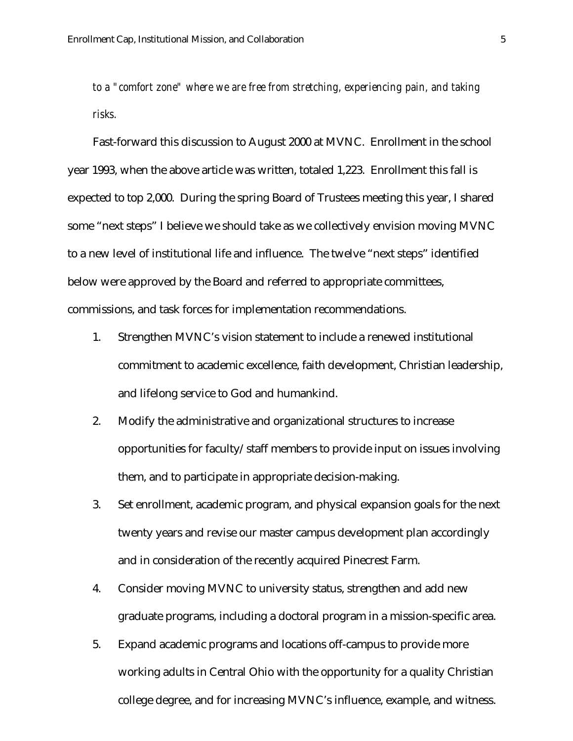*to a "comfort zone" where we are free from stretching, experiencing pain, and taking risks.*

Fast-forward this discussion to August 2000 at MVNC. Enrollment in the school year 1993, when the above article was written, totaled 1,223. Enrollment this fall is expected to top 2,000. During the spring Board of Trustees meeting this year, I shared some "next steps" I believe we should take as we collectively envision moving MVNC to a new level of institutional life and influence. The twelve "next steps" identified below were approved by the Board and referred to appropriate committees, commissions, and task forces for implementation recommendations.

1. Strengthen MVNC's vision statement to include a renewed institutional commitment to academic excellence, faith development, Christian leadership, and lifelong service to God and humankind.
2. Modify the administrative and organizational structures to increase opportunities for faculty/staff members to provide input on issues involving them, and to participate in appropriate decision-making.
3. Set enrollment, academic program, and physical expansion goals for the next twenty years and revise our master campus development plan accordingly and in consideration of the recently acquired Pinecrest Farm.
4. Consider moving MVNC to university status, strengthen and add new graduate programs, including a doctoral program in a mission-specific area.
5. Expand academic programs and locations off-campus to provide more working adults in Central Ohio with the opportunity for a quality Christian college degree, and for increasing MVNC's influence, example, and witness.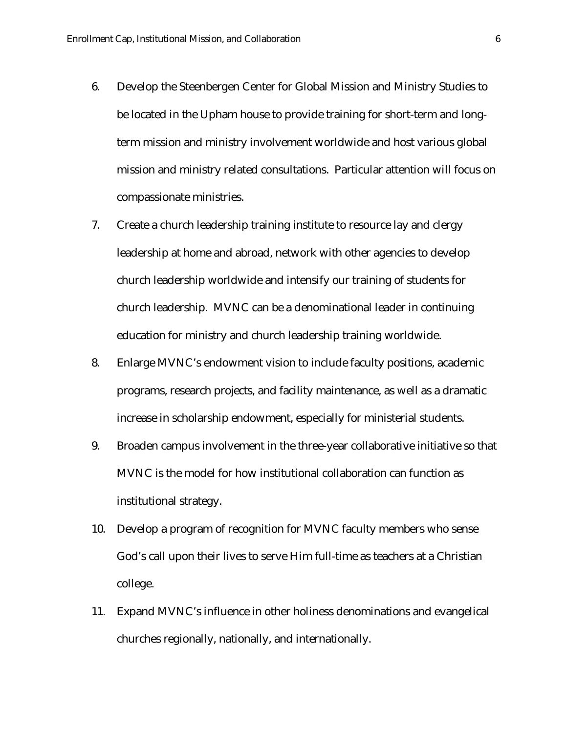6. Develop the Steenbergen Center for Global Mission and Ministry Studies to be located in the Upham house to provide training for short-term and long-term mission and ministry involvement worldwide and host various global mission and ministry related consultations. Particular attention will focus on compassionate ministries.
7. Create a church leadership training institute to resource lay and clergy leadership at home and abroad, network with other agencies to develop church leadership worldwide and intensify our training of students for church leadership. MVNC can be a denominational leader in continuing education for ministry and church leadership training worldwide.
8. Enlarge MVNC's endowment vision to include faculty positions, academic programs, research projects, and facility maintenance, as well as a dramatic increase in scholarship endowment, especially for ministerial students.
9. Broaden campus involvement in the three-year collaborative initiative so that MVNC is the model for how institutional collaboration can function as institutional strategy.
10. Develop a program of recognition for MVNC faculty members who sense God's call upon their lives to serve Him full-time as teachers at a Christian college.
11. Expand MVNC's influence in other holiness denominations and evangelical churches regionally, nationally, and internationally.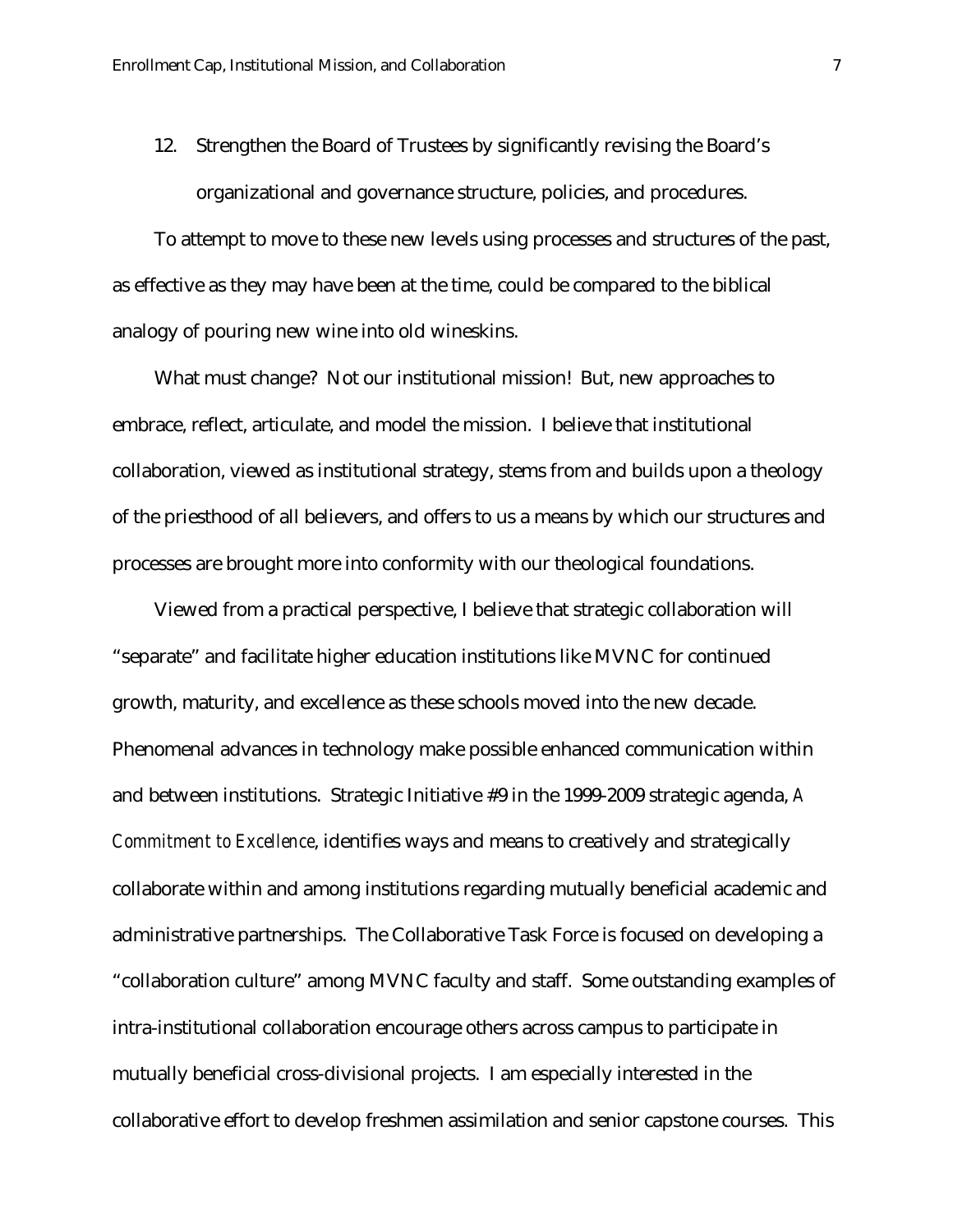12. Strengthen the Board of Trustees by significantly revising the Board's organizational and governance structure, policies, and procedures.

To attempt to move to these new levels using processes and structures of the past, as effective as they may have been at the time, could be compared to the biblical analogy of pouring new wine into old wineskins.

What must change? Not our institutional mission! But, new approaches to embrace, reflect, articulate, and model the mission. I believe that institutional collaboration, viewed as institutional strategy, stems from and builds upon a theology of the priesthood of all believers, and offers to us a means by which our structures and processes are brought more into conformity with our theological foundations.

Viewed from a practical perspective, I believe that strategic collaboration will "separate" and facilitate higher education institutions like MVNC for continued growth, maturity, and excellence as these schools moved into the new decade. Phenomenal advances in technology make possible enhanced communication within and between institutions. Strategic Initiative #9 in the 1999-2009 strategic agenda, *A Commitment to Excellence*, identifies ways and means to creatively and strategically collaborate within and among institutions regarding mutually beneficial academic and administrative partnerships. The Collaborative Task Force is focused on developing a "collaboration culture" among MVNC faculty and staff. Some outstanding examples of intra-institutional collaboration encourage others across campus to participate in mutually beneficial cross-divisional projects. I am especially interested in the collaborative effort to develop freshmen assimilation and senior capstone courses. This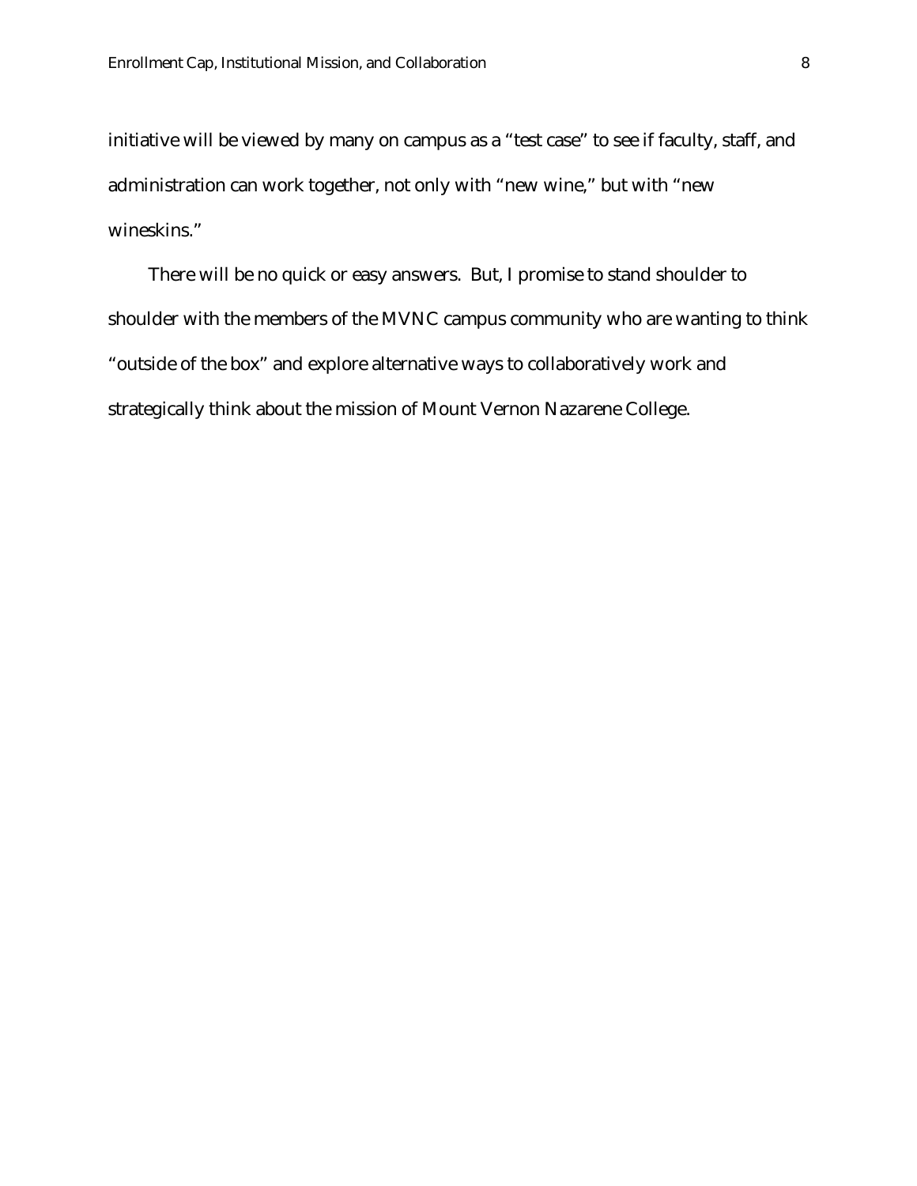initiative will be viewed by many on campus as a "test case" to see if faculty, staff, and administration can work together, not only with "new wine," but with "new wineskins."

There will be no quick or easy answers. But, I promise to stand shoulder to shoulder with the members of the MVNC campus community who are wanting to think "outside of the box" and explore alternative ways to collaboratively work and strategically think about the mission of Mount Vernon Nazarene College.